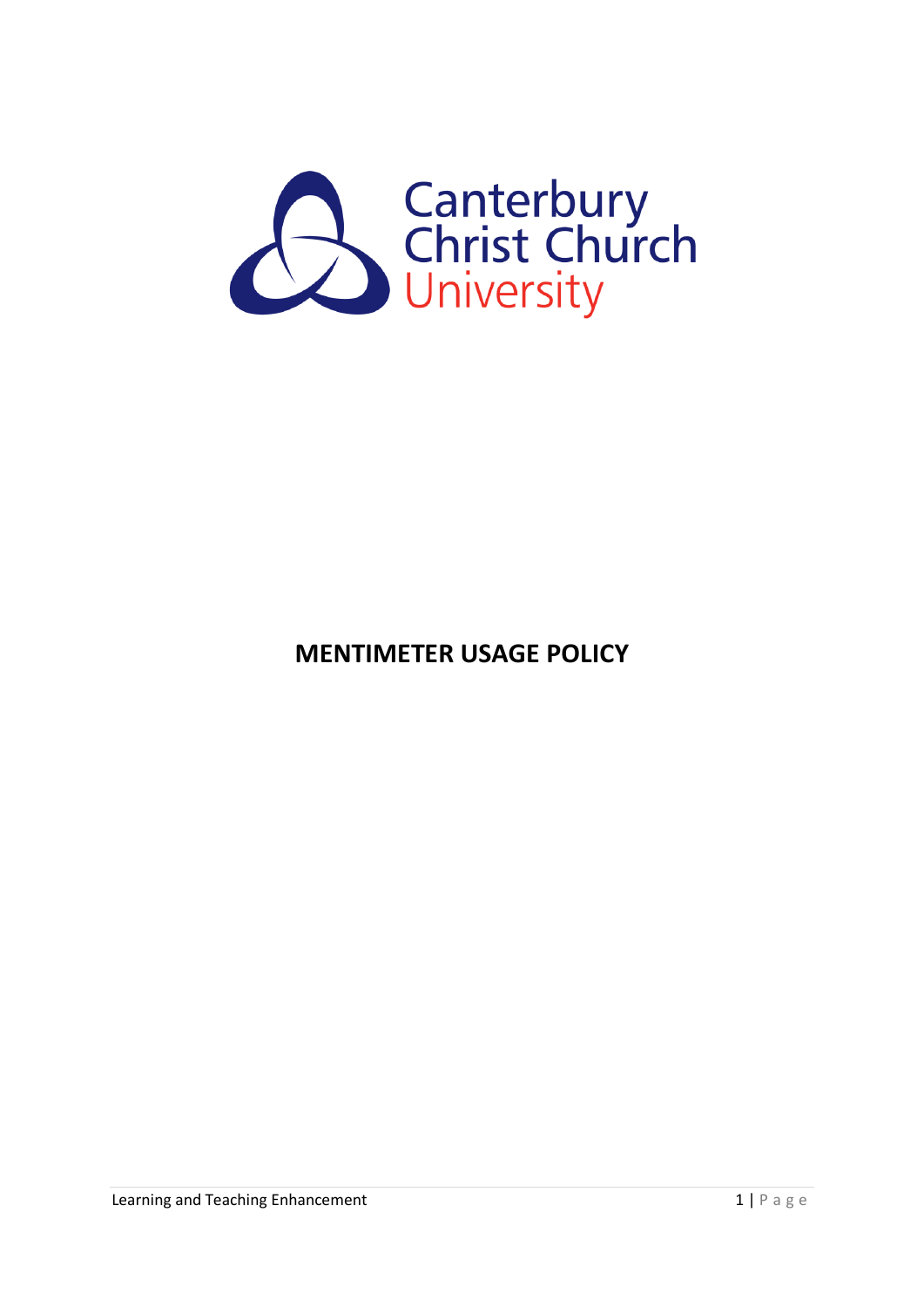Canterbury Christ Church University

# MENTIMETER USAGE POLICY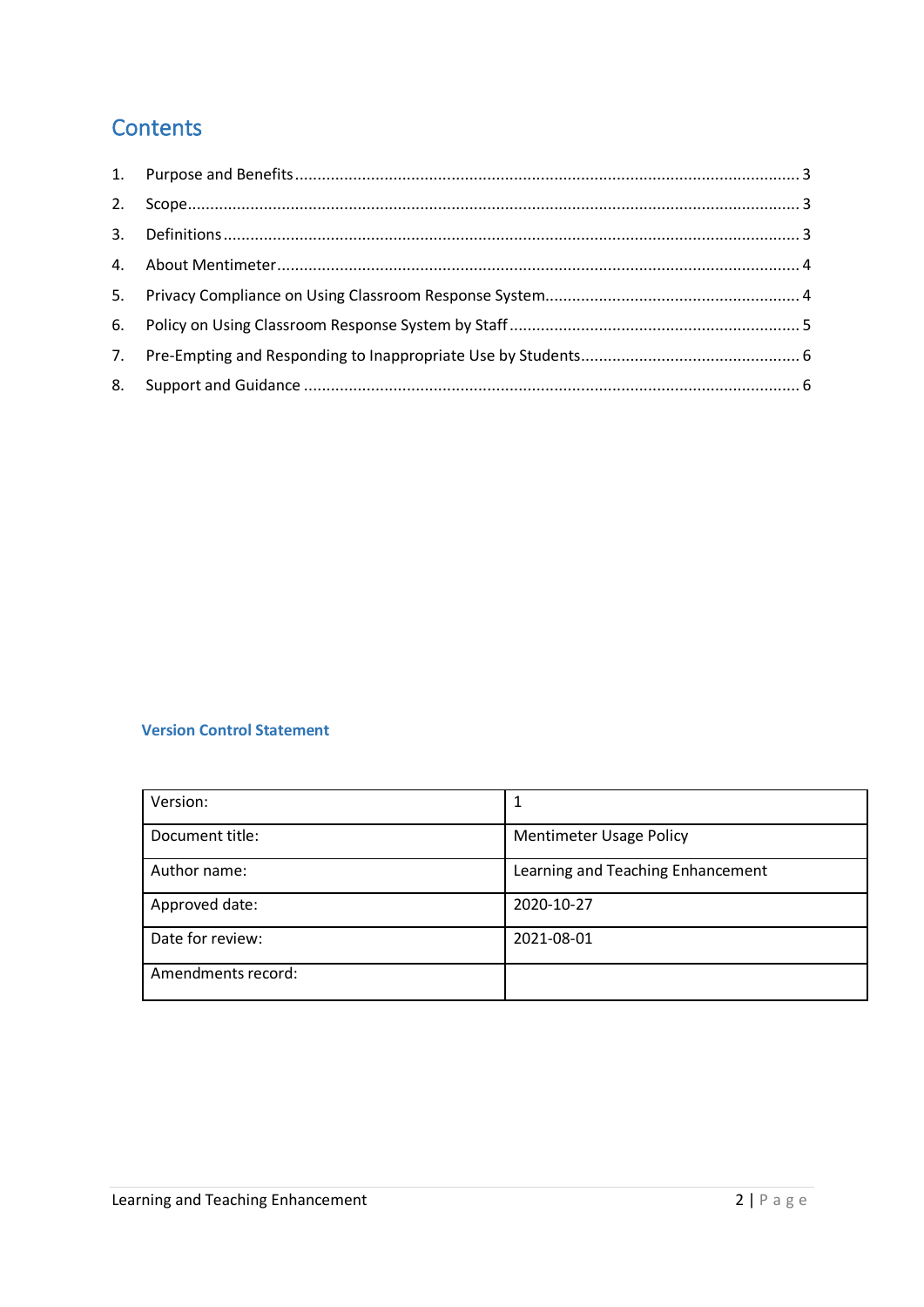## Contents

1. Purpose and Benefits ........................................................................................................ 3
2. Scope ................................................................................................................................ 3
3. Definitions ......................................................................................................................... 3
4. About Mentimeter ............................................................................................................. 4
5. Privacy Compliance on Using Classroom Response System ............................................ 4
6. Policy on Using Classroom Response System by Staff ..................................................... 5
7. Pre-Empting and Responding to Inappropriate Use by Students ...................................... 6
8. Support and Guidance ....................................................................................................... 6

### Version Control Statement

| Version: | 1 |
| --- | --- |
| Document title: | Mentimeter Usage Policy |
| Author name: | Learning and Teaching Enhancement |
| Approved date: | 2020-10-27 |
| Date for review: | 2021-08-01 |
| Amendments record: | |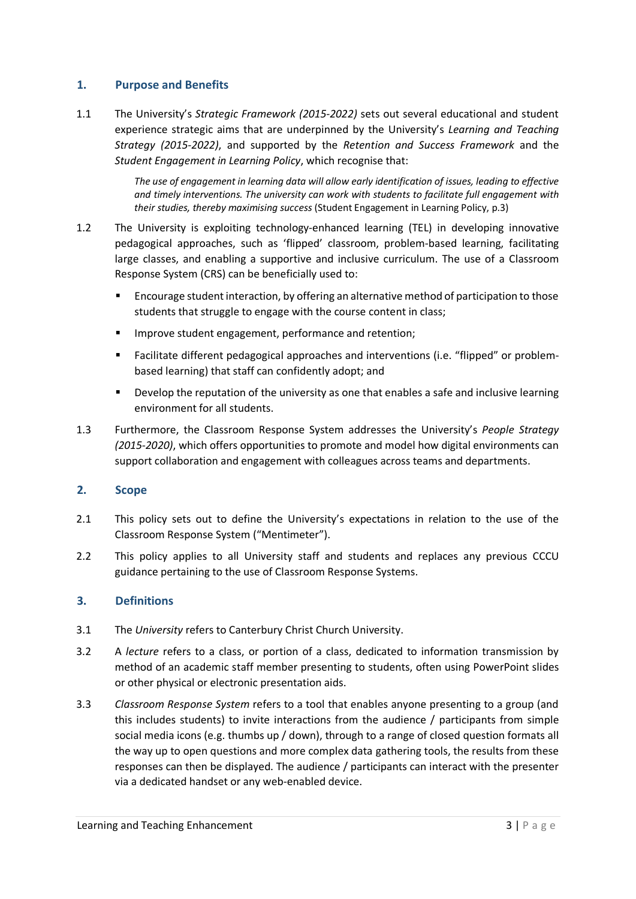## 1. Purpose and Benefits

1.1 The University's *Strategic Framework (2015-2022)* sets out several educational and student experience strategic aims that are underpinned by the University's *Learning and Teaching Strategy (2015-2022)*, and supported by the *Retention and Success Framework* and the *Student Engagement in Learning Policy*, which recognise that:

> *The use of engagement in learning data will allow early identification of issues, leading to effective and timely interventions. The university can work with students to facilitate full engagement with their studies, thereby maximising success* (Student Engagement in Learning Policy, p.3)

1.2 The University is exploiting technology-enhanced learning (TEL) in developing innovative pedagogical approaches, such as 'flipped' classroom, problem-based learning, facilitating large classes, and enabling a supportive and inclusive curriculum. The use of a Classroom Response System (CRS) can be beneficially used to:

- Encourage student interaction, by offering an alternative method of participation to those students that struggle to engage with the course content in class;
- Improve student engagement, performance and retention;
- Facilitate different pedagogical approaches and interventions (i.e. "flipped" or problem-based learning) that staff can confidently adopt; and
- Develop the reputation of the university as one that enables a safe and inclusive learning environment for all students.

1.3 Furthermore, the Classroom Response System addresses the University's *People Strategy (2015-2020)*, which offers opportunities to promote and model how digital environments can support collaboration and engagement with colleagues across teams and departments.

## 2. Scope

2.1 This policy sets out to define the University's expectations in relation to the use of the Classroom Response System ("Mentimeter").

2.2 This policy applies to all University staff and students and replaces any previous CCCU guidance pertaining to the use of Classroom Response Systems.

## 3. Definitions

3.1 The *University* refers to Canterbury Christ Church University.

3.2 A *lecture* refers to a class, or portion of a class, dedicated to information transmission by method of an academic staff member presenting to students, often using PowerPoint slides or other physical or electronic presentation aids.

3.3 *Classroom Response System* refers to a tool that enables anyone presenting to a group (and this includes students) to invite interactions from the audience / participants from simple social media icons (e.g. thumbs up / down), through to a range of closed question formats all the way up to open questions and more complex data gathering tools, the results from these responses can then be displayed. The audience / participants can interact with the presenter via a dedicated handset or any web-enabled device.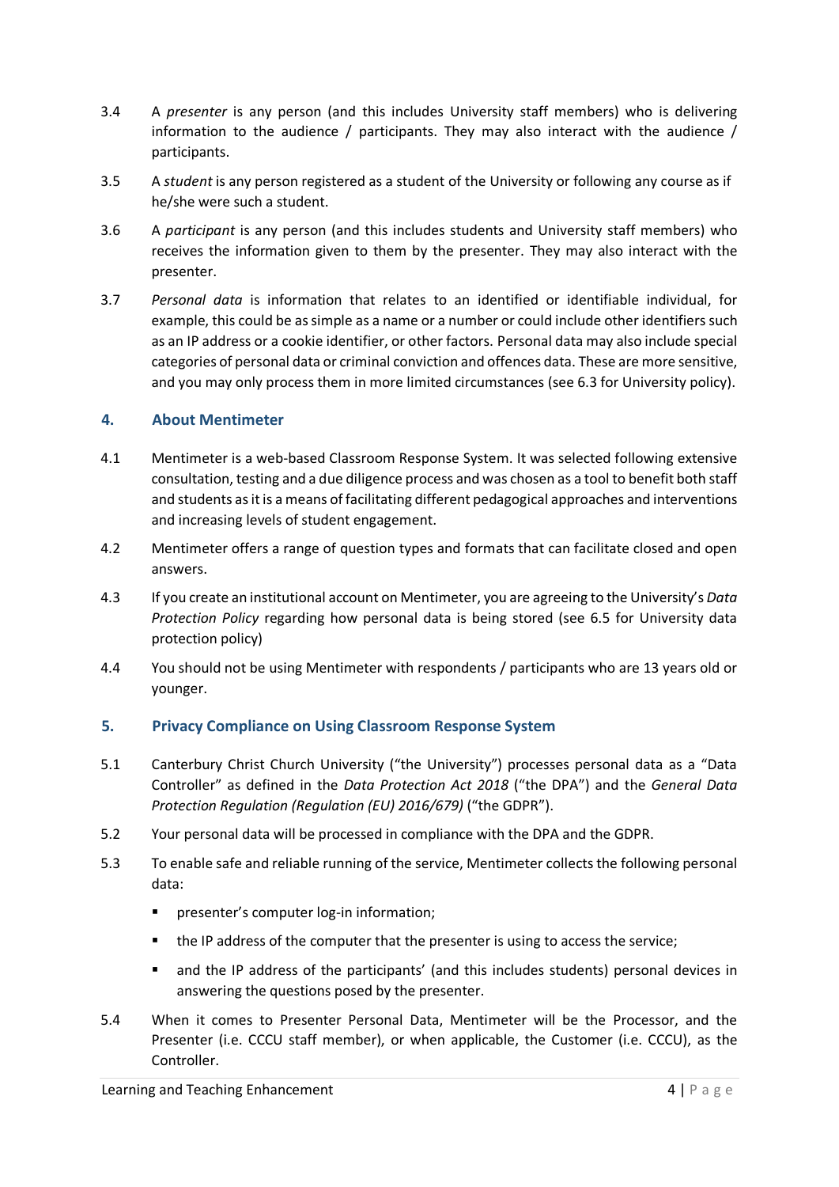3.4 A *presenter* is any person (and this includes University staff members) who is delivering information to the audience / participants. They may also interact with the audience / participants.

3.5 A *student* is any person registered as a student of the University or following any course as if he/she were such a student.

3.6 A *participant* is any person (and this includes students and University staff members) who receives the information given to them by the presenter. They may also interact with the presenter.

3.7 *Personal data* is information that relates to an identified or identifiable individual, for example, this could be as simple as a name or a number or could include other identifiers such as an IP address or a cookie identifier, or other factors. Personal data may also include special categories of personal data or criminal conviction and offences data. These are more sensitive, and you may only process them in more limited circumstances (see 6.3 for University policy).

## 4. About Mentimeter

4.1 Mentimeter is a web-based Classroom Response System. It was selected following extensive consultation, testing and a due diligence process and was chosen as a tool to benefit both staff and students as it is a means of facilitating different pedagogical approaches and interventions and increasing levels of student engagement.

4.2 Mentimeter offers a range of question types and formats that can facilitate closed and open answers.

4.3 If you create an institutional account on Mentimeter, you are agreeing to the University's *Data Protection Policy* regarding how personal data is being stored (see 6.5 for University data protection policy)

4.4 You should not be using Mentimeter with respondents / participants who are 13 years old or younger.

## 5. Privacy Compliance on Using Classroom Response System

5.1 Canterbury Christ Church University ("the University") processes personal data as a "Data Controller" as defined in the *Data Protection Act 2018* ("the DPA") and the *General Data Protection Regulation (Regulation (EU) 2016/679)* ("the GDPR").

5.2 Your personal data will be processed in compliance with the DPA and the GDPR.

5.3 To enable safe and reliable running of the service, Mentimeter collects the following personal data:

- presenter's computer log-in information;
- the IP address of the computer that the presenter is using to access the service;
- and the IP address of the participants' (and this includes students) personal devices in answering the questions posed by the presenter.

5.4 When it comes to Presenter Personal Data, Mentimeter will be the Processor, and the Presenter (i.e. CCCU staff member), or when applicable, the Customer (i.e. CCCU), as the Controller.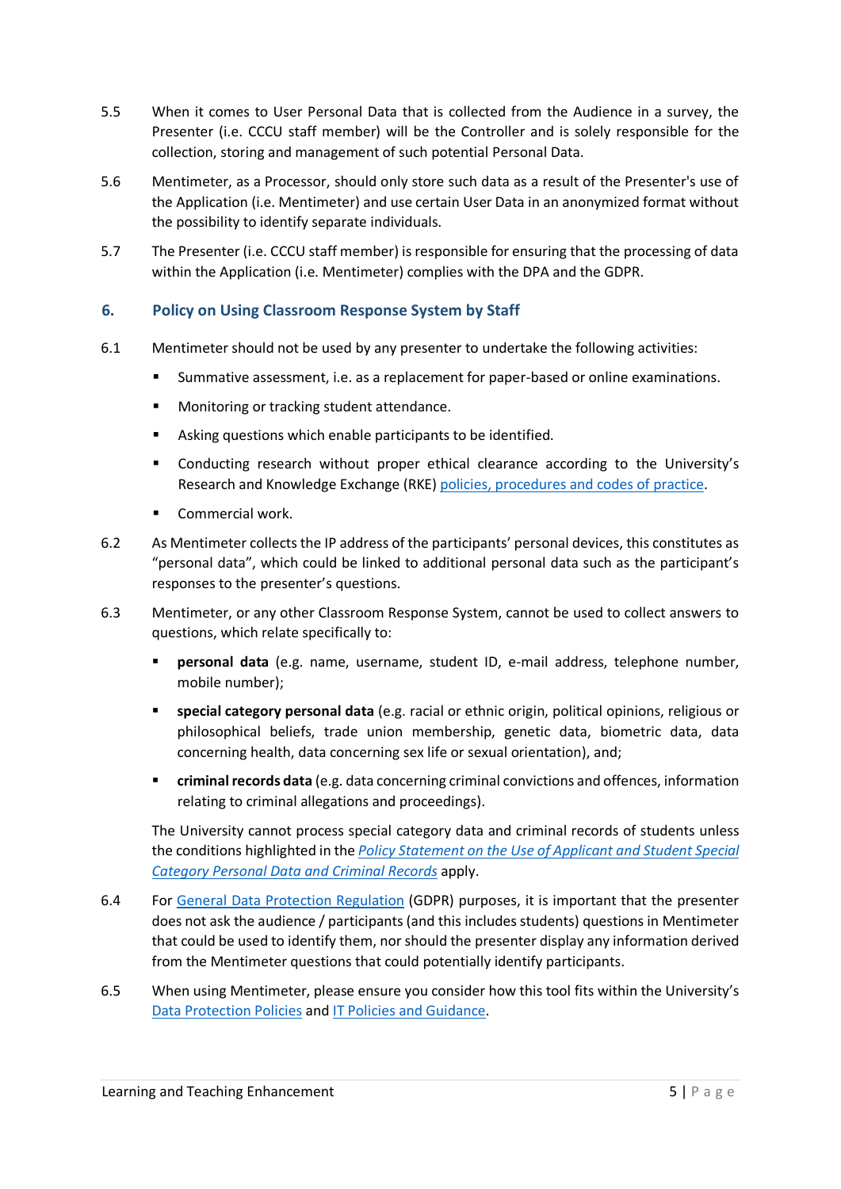5.5 When it comes to User Personal Data that is collected from the Audience in a survey, the Presenter (i.e. CCCU staff member) will be the Controller and is solely responsible for the collection, storing and management of such potential Personal Data.

5.6 Mentimeter, as a Processor, should only store such data as a result of the Presenter's use of the Application (i.e. Mentimeter) and use certain User Data in an anonymized format without the possibility to identify separate individuals.

5.7 The Presenter (i.e. CCCU staff member) is responsible for ensuring that the processing of data within the Application (i.e. Mentimeter) complies with the DPA and the GDPR.

## 6. Policy on Using Classroom Response System by Staff

6.1 Mentimeter should not be used by any presenter to undertake the following activities:

- Summative assessment, i.e. as a replacement for paper-based or online examinations.
- Monitoring or tracking student attendance.
- Asking questions which enable participants to be identified.
- Conducting research without proper ethical clearance according to the University's Research and Knowledge Exchange (RKE) policies, procedures and codes of practice.
- Commercial work.

6.2 As Mentimeter collects the IP address of the participants' personal devices, this constitutes as "personal data", which could be linked to additional personal data such as the participant's responses to the presenter's questions.

6.3 Mentimeter, or any other Classroom Response System, cannot be used to collect answers to questions, which relate specifically to:

- **personal data** (e.g. name, username, student ID, e-mail address, telephone number, mobile number);
- **special category personal data** (e.g. racial or ethnic origin, political opinions, religious or philosophical beliefs, trade union membership, genetic data, biometric data, data concerning health, data concerning sex life or sexual orientation), and;
- **criminal records data** (e.g. data concerning criminal convictions and offences, information relating to criminal allegations and proceedings).

The University cannot process special category data and criminal records of students unless the conditions highlighted in the *Policy Statement on the Use of Applicant and Student Special Category Personal Data and Criminal Records* apply.

6.4 For General Data Protection Regulation (GDPR) purposes, it is important that the presenter does not ask the audience / participants (and this includes students) questions in Mentimeter that could be used to identify them, nor should the presenter display any information derived from the Mentimeter questions that could potentially identify participants.

6.5 When using Mentimeter, please ensure you consider how this tool fits within the University's Data Protection Policies and IT Policies and Guidance.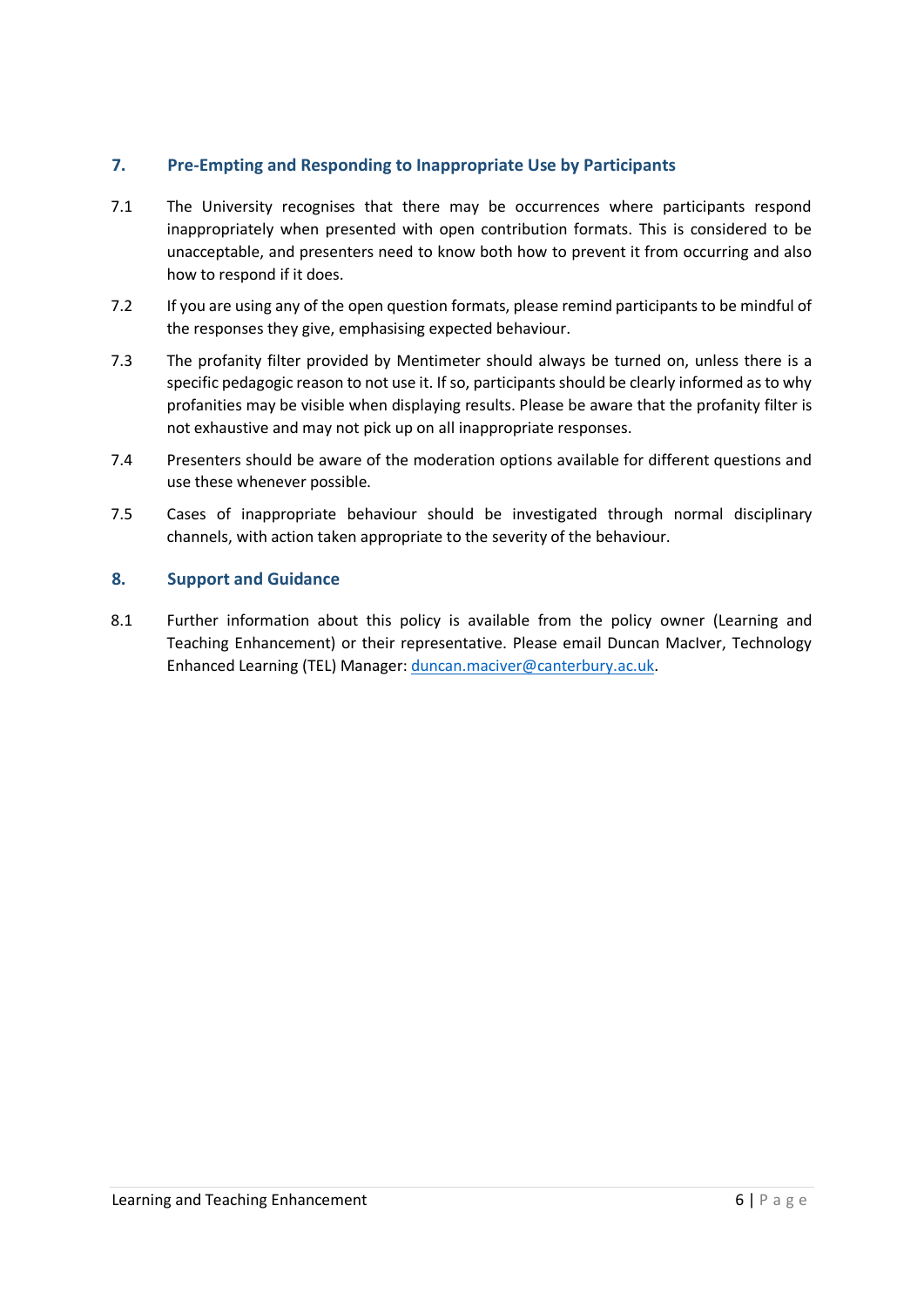## 7. Pre-Empting and Responding to Inappropriate Use by Participants

7.1 The University recognises that there may be occurrences where participants respond inappropriately when presented with open contribution formats. This is considered to be unacceptable, and presenters need to know both how to prevent it from occurring and also how to respond if it does.

7.2 If you are using any of the open question formats, please remind participants to be mindful of the responses they give, emphasising expected behaviour.

7.3 The profanity filter provided by Mentimeter should always be turned on, unless there is a specific pedagogic reason to not use it. If so, participants should be clearly informed as to why profanities may be visible when displaying results. Please be aware that the profanity filter is not exhaustive and may not pick up on all inappropriate responses.

7.4 Presenters should be aware of the moderation options available for different questions and use these whenever possible.

7.5 Cases of inappropriate behaviour should be investigated through normal disciplinary channels, with action taken appropriate to the severity of the behaviour.

## 8. Support and Guidance

8.1 Further information about this policy is available from the policy owner (Learning and Teaching Enhancement) or their representative. Please email Duncan MacIver, Technology Enhanced Learning (TEL) Manager: duncan.maciver@canterbury.ac.uk.